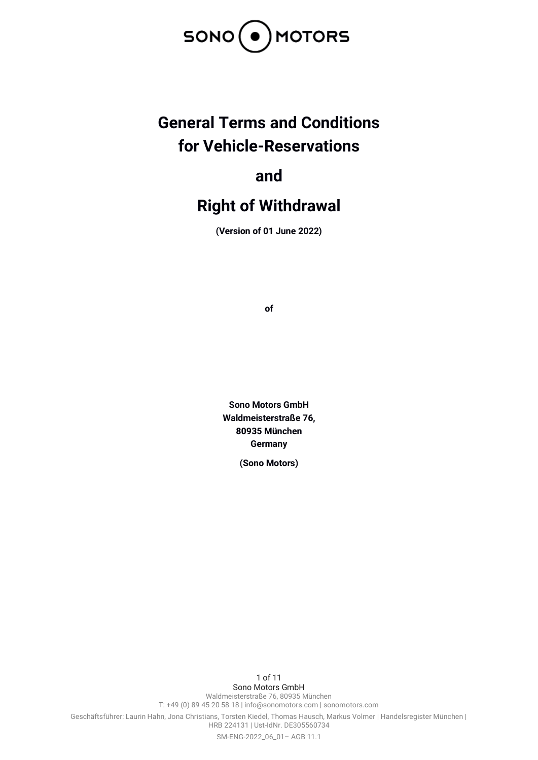# General Terms and Conditions for Vehicle-Reservations

# and

# Right of Withdrawal

**(Version of 01 June 2022)**

**of**

**Sono Motors GmbH**
**Waldmeisterstraße 76,**
**80935 München**
**Germany**

**(Sono Motors)**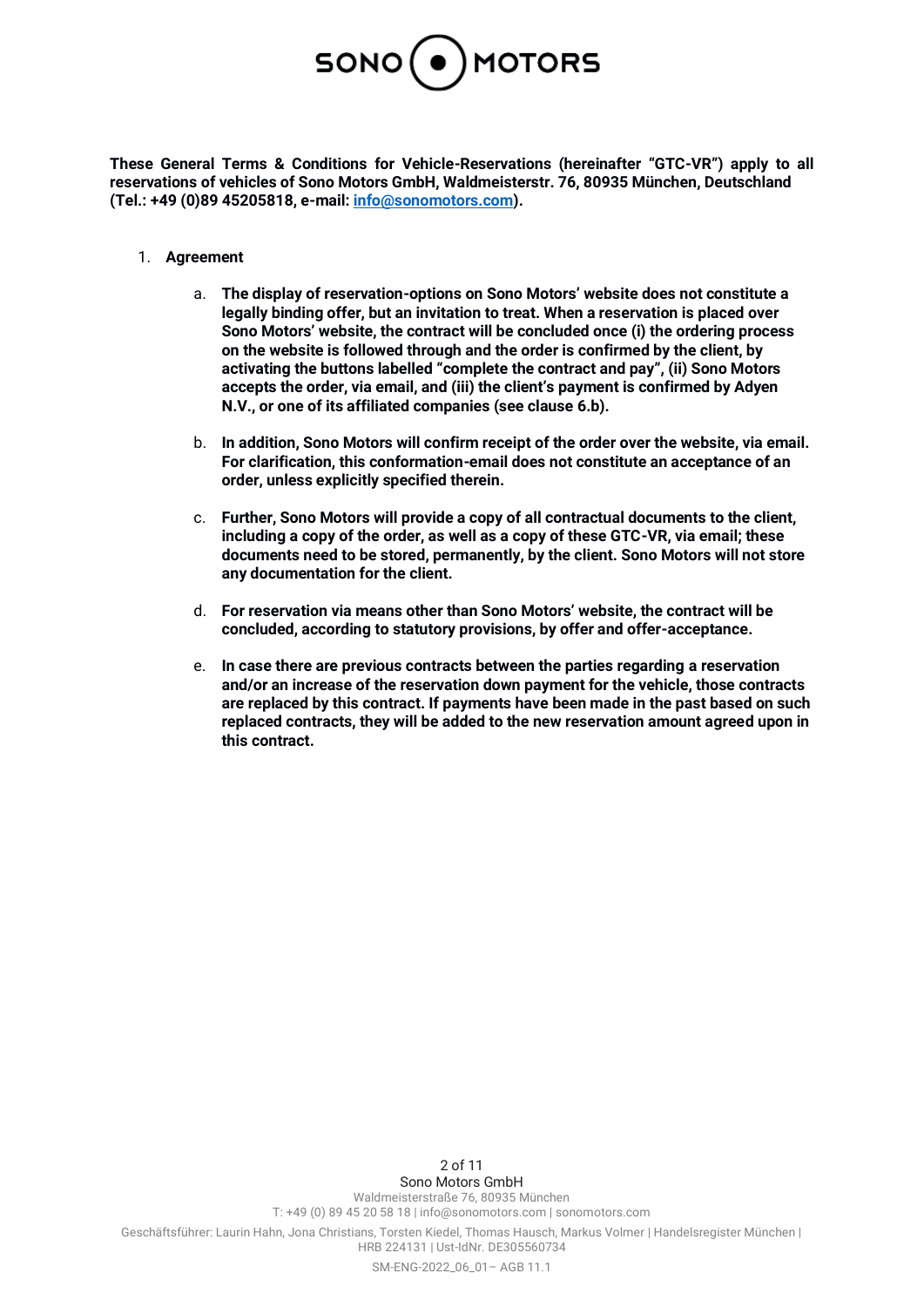**These General Terms & Conditions for Vehicle-Reservations (hereinafter "GTC-VR") apply to all reservations of vehicles of Sono Motors GmbH, Waldmeisterstr. 76, 80935 München, Deutschland (Tel.: +49 (0)89 45205818, e-mail: info@sonomotors.com).**

1. **Agreement**

    a. **The display of reservation-options on Sono Motors' website does not constitute a legally binding offer, but an invitation to treat. When a reservation is placed over Sono Motors' website, the contract will be concluded once (i) the ordering process on the website is followed through and the order is confirmed by the client, by activating the buttons labelled "complete the contract and pay", (ii) Sono Motors accepts the order, via email, and (iii) the client's payment is confirmed by Adyen N.V., or one of its affiliated companies (see clause 6.b).**

    b. **In addition, Sono Motors will confirm receipt of the order over the website, via email. For clarification, this conformation-email does not constitute an acceptance of an order, unless explicitly specified therein.**

    c. **Further, Sono Motors will provide a copy of all contractual documents to the client, including a copy of the order, as well as a copy of these GTC-VR, via email; these documents need to be stored, permanently, by the client. Sono Motors will not store any documentation for the client.**

    d. **For reservation via means other than Sono Motors' website, the contract will be concluded, according to statutory provisions, by offer and offer-acceptance.**

    e. **In case there are previous contracts between the parties regarding a reservation and/or an increase of the reservation down payment for the vehicle, those contracts are replaced by this contract. If payments have been made in the past based on such replaced contracts, they will be added to the new reservation amount agreed upon in this contract.**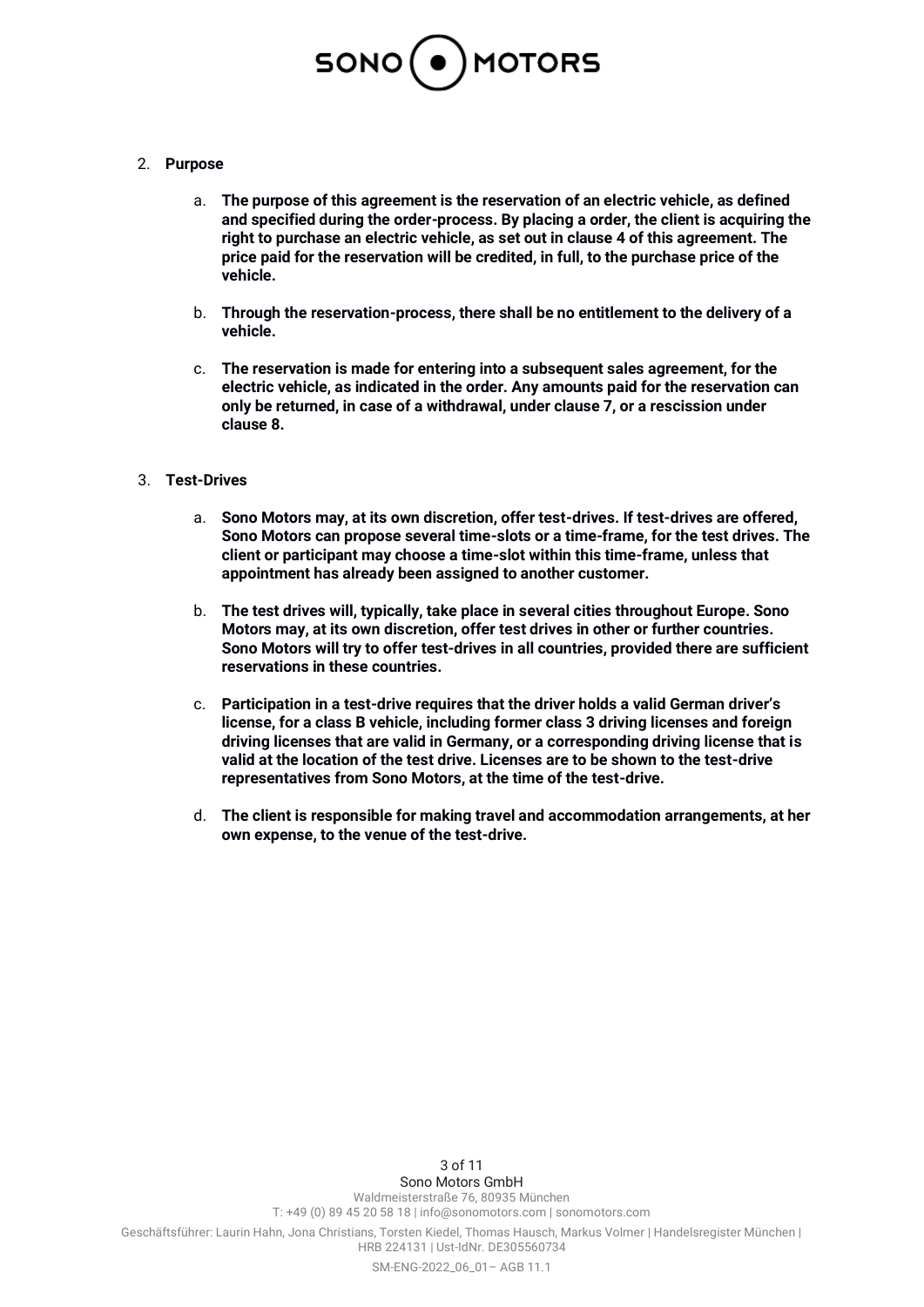2. **Purpose**

    a. **The purpose of this agreement is the reservation of an electric vehicle, as defined and specified during the order-process. By placing a order, the client is acquiring the right to purchase an electric vehicle, as set out in clause 4 of this agreement. The price paid for the reservation will be credited, in full, to the purchase price of the vehicle.**

    b. **Through the reservation-process, there shall be no entitlement to the delivery of a vehicle.**

    c. **The reservation is made for entering into a subsequent sales agreement, for the electric vehicle, as indicated in the order. Any amounts paid for the reservation can only be returned, in case of a withdrawal, under clause 7, or a rescission under clause 8.**

3. **Test-Drives**

    a. **Sono Motors may, at its own discretion, offer test-drives. If test-drives are offered, Sono Motors can propose several time-slots or a time-frame, for the test drives. The client or participant may choose a time-slot within this time-frame, unless that appointment has already been assigned to another customer.**

    b. **The test drives will, typically, take place in several cities throughout Europe. Sono Motors may, at its own discretion, offer test drives in other or further countries. Sono Motors will try to offer test-drives in all countries, provided there are sufficient reservations in these countries.**

    c. **Participation in a test-drive requires that the driver holds a valid German driver's license, for a class B vehicle, including former class 3 driving licenses and foreign driving licenses that are valid in Germany, or a corresponding driving license that is valid at the location of the test drive. Licenses are to be shown to the test-drive representatives from Sono Motors, at the time of the test-drive.**

    d. **The client is responsible for making travel and accommodation arrangements, at her own expense, to the venue of the test-drive.**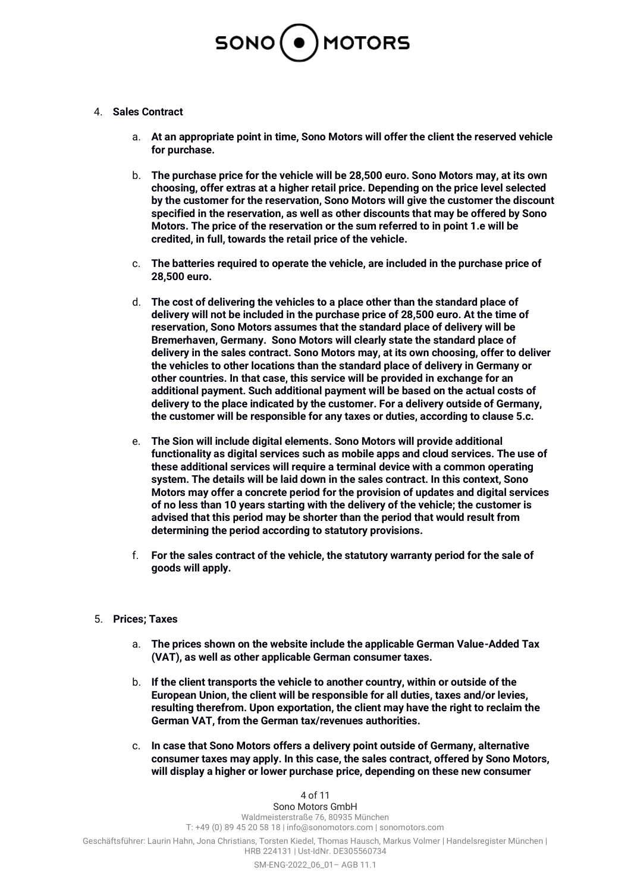4. **Sales Contract**

    a. **At an appropriate point in time, Sono Motors will offer the client the reserved vehicle for purchase.**

    b. **The purchase price for the vehicle will be 28,500 euro. Sono Motors may, at its own choosing, offer extras at a higher retail price. Depending on the price level selected by the customer for the reservation, Sono Motors will give the customer the discount specified in the reservation, as well as other discounts that may be offered by Sono Motors. The price of the reservation or the sum referred to in point 1.e will be credited, in full, towards the retail price of the vehicle.**

    c. **The batteries required to operate the vehicle, are included in the purchase price of 28,500 euro.**

    d. **The cost of delivering the vehicles to a place other than the standard place of delivery will not be included in the purchase price of 28,500 euro. At the time of reservation, Sono Motors assumes that the standard place of delivery will be Bremerhaven, Germany. Sono Motors will clearly state the standard place of delivery in the sales contract. Sono Motors may, at its own choosing, offer to deliver the vehicles to other locations than the standard place of delivery in Germany or other countries. In that case, this service will be provided in exchange for an additional payment. Such additional payment will be based on the actual costs of delivery to the place indicated by the customer. For a delivery outside of Germany, the customer will be responsible for any taxes or duties, according to clause 5.c.**

    e. **The Sion will include digital elements. Sono Motors will provide additional functionality as digital services such as mobile apps and cloud services. The use of these additional services will require a terminal device with a common operating system. The details will be laid down in the sales contract. In this context, Sono Motors may offer a concrete period for the provision of updates and digital services of no less than 10 years starting with the delivery of the vehicle; the customer is advised that this period may be shorter than the period that would result from determining the period according to statutory provisions.**

    f. **For the sales contract of the vehicle, the statutory warranty period for the sale of goods will apply.**

5. **Prices; Taxes**

    a. **The prices shown on the website include the applicable German Value-Added Tax (VAT), as well as other applicable German consumer taxes.**

    b. **If the client transports the vehicle to another country, within or outside of the European Union, the client will be responsible for all duties, taxes and/or levies, resulting therefrom. Upon exportation, the client may have the right to reclaim the German VAT, from the German tax/revenues authorities.**

    c. **In case that Sono Motors offers a delivery point outside of Germany, alternative consumer taxes may apply. In this case, the sales contract, offered by Sono Motors, will display a higher or lower purchase price, depending on these new consumer**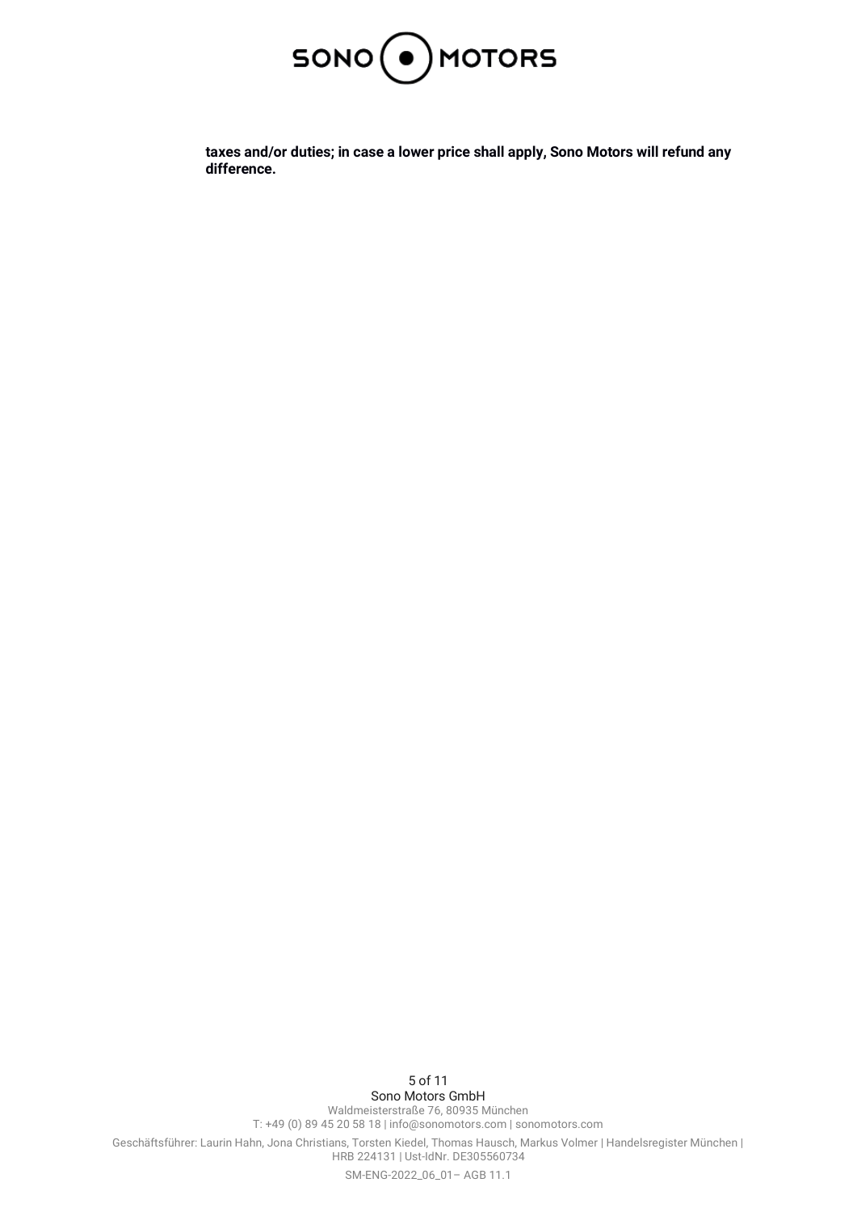**taxes and/or duties; in case a lower price shall apply, Sono Motors will refund any difference.**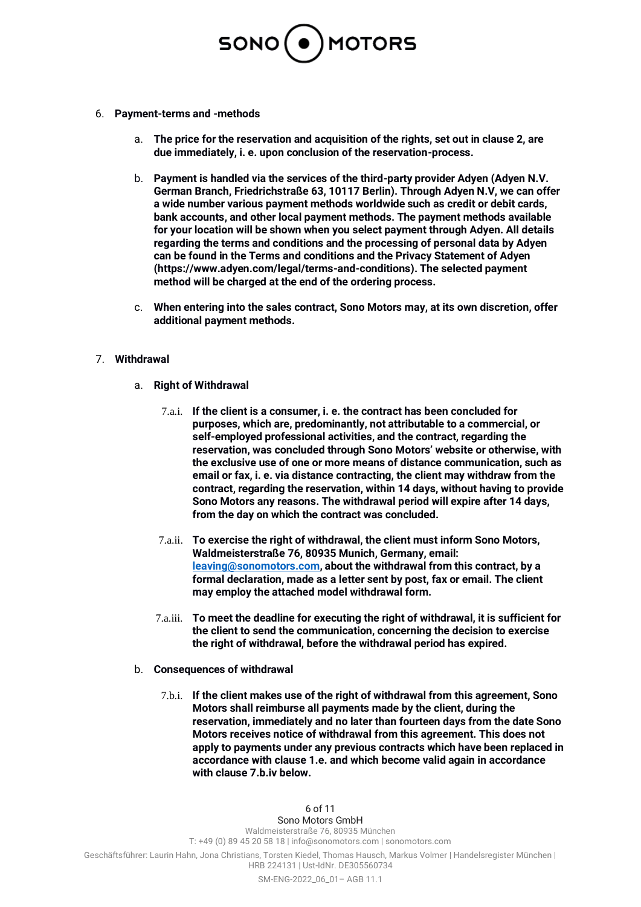6. **Payment-terms and -methods**

   a. **The price for the reservation and acquisition of the rights, set out in clause 2, are due immediately, i. e. upon conclusion of the reservation-process.**

   b. **Payment is handled via the services of the third-party provider Adyen (Adyen N.V. German Branch, Friedrichstraße 63, 10117 Berlin). Through Adyen N.V, we can offer a wide number various payment methods worldwide such as credit or debit cards, bank accounts, and other local payment methods. The payment methods available for your location will be shown when you select payment through Adyen. All details regarding the terms and conditions and the processing of personal data by Adyen can be found in the Terms and conditions and the Privacy Statement of Adyen (https://www.adyen.com/legal/terms-and-conditions). The selected payment method will be charged at the end of the ordering process.**

   c. **When entering into the sales contract, Sono Motors may, at its own discretion, offer additional payment methods.**

7. **Withdrawal**

   a. **Right of Withdrawal**

      7.a.i. **If the client is a consumer, i. e. the contract has been concluded for purposes, which are, predominantly, not attributable to a commercial, or self-employed professional activities, and the contract, regarding the reservation, was concluded through Sono Motors' website or otherwise, with the exclusive use of one or more means of distance communication, such as email or fax, i. e. via distance contracting, the client may withdraw from the contract, regarding the reservation, within 14 days, without having to provide Sono Motors any reasons. The withdrawal period will expire after 14 days, from the day on which the contract was concluded.**

      7.a.ii. **To exercise the right of withdrawal, the client must inform Sono Motors, Waldmeisterstraße 76, 80935 Munich, Germany, email: [leaving@sonomotors.com](mailto:leaving@sonomotors.com), about the withdrawal from this contract, by a formal declaration, made as a letter sent by post, fax or email. The client may employ the attached model withdrawal form.**

      7.a.iii. **To meet the deadline for executing the right of withdrawal, it is sufficient for the client to send the communication, concerning the decision to exercise the right of withdrawal, before the withdrawal period has expired.**

   b. **Consequences of withdrawal**

      7.b.i. **If the client makes use of the right of withdrawal from this agreement, Sono Motors shall reimburse all payments made by the client, during the reservation, immediately and no later than fourteen days from the date Sono Motors receives notice of withdrawal from this agreement. This does not apply to payments under any previous contracts which have been replaced in accordance with clause 1.e. and which become valid again in accordance with clause 7.b.iv below.**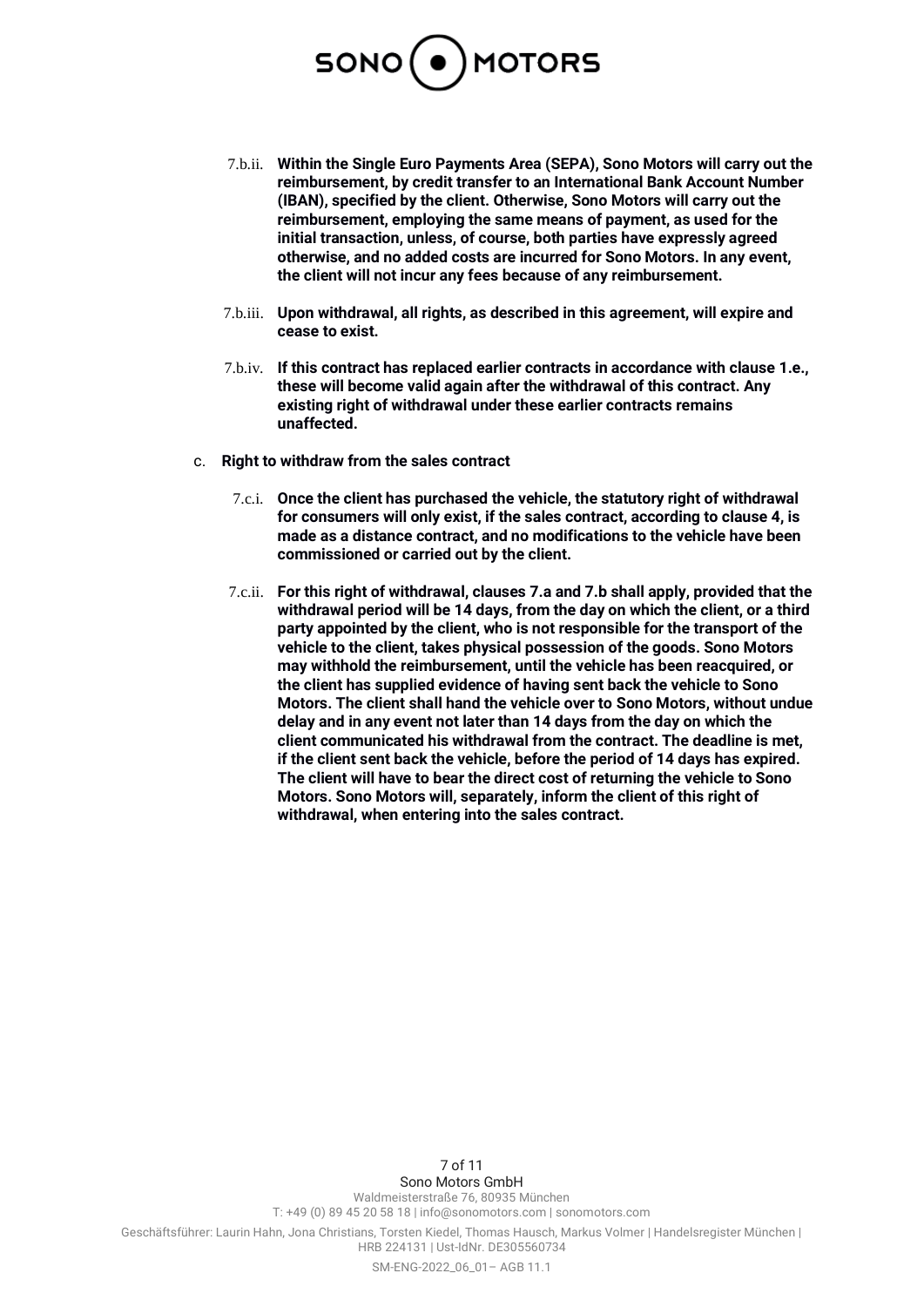7.b.ii. **Within the Single Euro Payments Area (SEPA), Sono Motors will carry out the reimbursement, by credit transfer to an International Bank Account Number (IBAN), specified by the client. Otherwise, Sono Motors will carry out the reimbursement, employing the same means of payment, as used for the initial transaction, unless, of course, both parties have expressly agreed otherwise, and no added costs are incurred for Sono Motors. In any event, the client will not incur any fees because of any reimbursement.**

7.b.iii. **Upon withdrawal, all rights, as described in this agreement, will expire and cease to exist.**

7.b.iv. **If this contract has replaced earlier contracts in accordance with clause 1.e., these will become valid again after the withdrawal of this contract. Any existing right of withdrawal under these earlier contracts remains unaffected.**

c. **Right to withdraw from the sales contract**

7.c.i. **Once the client has purchased the vehicle, the statutory right of withdrawal for consumers will only exist, if the sales contract, according to clause 4, is made as a distance contract, and no modifications to the vehicle have been commissioned or carried out by the client.**

7.c.ii. **For this right of withdrawal, clauses 7.a and 7.b shall apply, provided that the withdrawal period will be 14 days, from the day on which the client, or a third party appointed by the client, who is not responsible for the transport of the vehicle to the client, takes physical possession of the goods. Sono Motors may withhold the reimbursement, until the vehicle has been reacquired, or the client has supplied evidence of having sent back the vehicle to Sono Motors. The client shall hand the vehicle over to Sono Motors, without undue delay and in any event not later than 14 days from the day on which the client communicated his withdrawal from the contract. The deadline is met, if the client sent back the vehicle, before the period of 14 days has expired. The client will have to bear the direct cost of returning the vehicle to Sono Motors. Sono Motors will, separately, inform the client of this right of withdrawal, when entering into the sales contract.**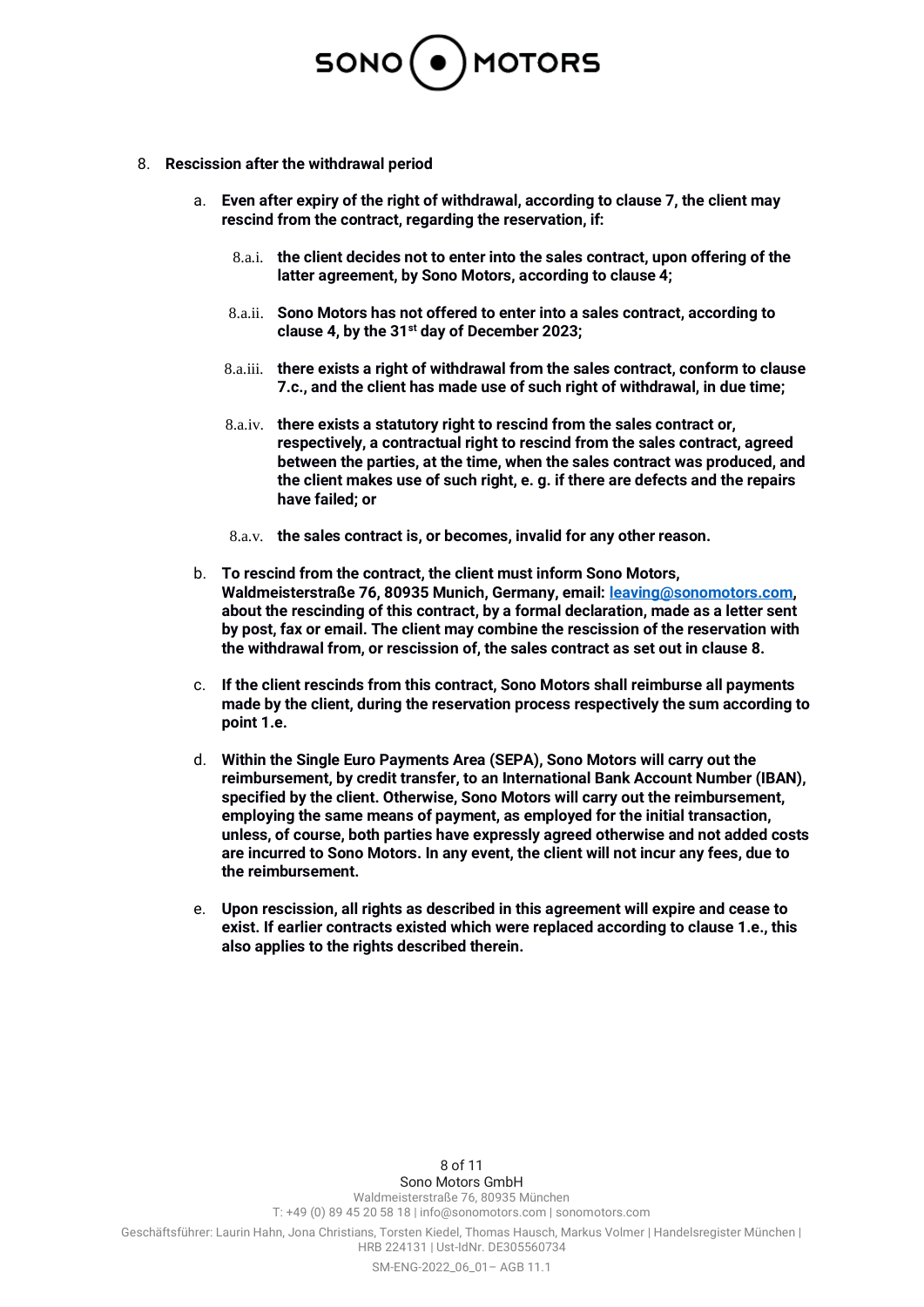8. **Rescission after the withdrawal period**

   a. **Even after expiry of the right of withdrawal, according to clause 7, the client may rescind from the contract, regarding the reservation, if:**

      8.a.i. **the client decides not to enter into the sales contract, upon offering of the latter agreement, by Sono Motors, according to clause 4;**

      8.a.ii. **Sono Motors has not offered to enter into a sales contract, according to clause 4, by the 31st day of December 2023;**

      8.a.iii. **there exists a right of withdrawal from the sales contract, conform to clause 7.c., and the client has made use of such right of withdrawal, in due time;**

      8.a.iv. **there exists a statutory right to rescind from the sales contract or, respectively, a contractual right to rescind from the sales contract, agreed between the parties, at the time, when the sales contract was produced, and the client makes use of such right, e. g. if there are defects and the repairs have failed; or**

      8.a.v. **the sales contract is, or becomes, invalid for any other reason.**

   b. **To rescind from the contract, the client must inform Sono Motors, Waldmeisterstraße 76, 80935 Munich, Germany, email: [leaving@sonomotors.com](mailto:leaving@sonomotors.com), about the rescinding of this contract, by a formal declaration, made as a letter sent by post, fax or email. The client may combine the rescission of the reservation with the withdrawal from, or rescission of, the sales contract as set out in clause 8.**

   c. **If the client rescinds from this contract, Sono Motors shall reimburse all payments made by the client, during the reservation process respectively the sum according to point 1.e.**

   d. **Within the Single Euro Payments Area (SEPA), Sono Motors will carry out the reimbursement, by credit transfer, to an International Bank Account Number (IBAN), specified by the client. Otherwise, Sono Motors will carry out the reimbursement, employing the same means of payment, as employed for the initial transaction, unless, of course, both parties have expressly agreed otherwise and not added costs are incurred to Sono Motors. In any event, the client will not incur any fees, due to the reimbursement.**

   e. **Upon rescission, all rights as described in this agreement will expire and cease to exist. If earlier contracts existed which were replaced according to clause 1.e., this also applies to the rights described therein.**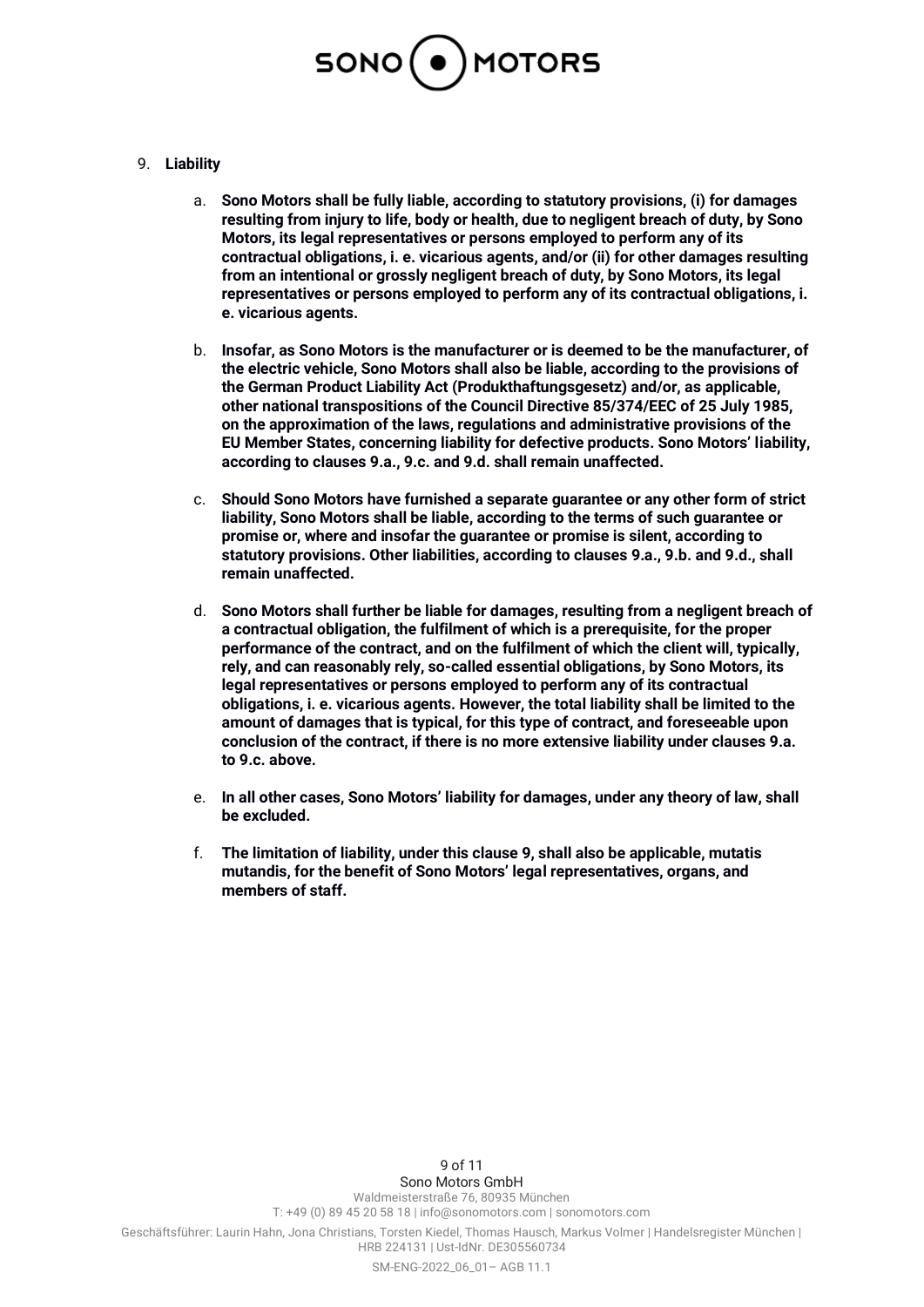9. **Liability**

   a. **Sono Motors shall be fully liable, according to statutory provisions, (i) for damages resulting from injury to life, body or health, due to negligent breach of duty, by Sono Motors, its legal representatives or persons employed to perform any of its contractual obligations, i. e. vicarious agents, and/or (ii) for other damages resulting from an intentional or grossly negligent breach of duty, by Sono Motors, its legal representatives or persons employed to perform any of its contractual obligations, i. e. vicarious agents.**

   b. **Insofar, as Sono Motors is the manufacturer or is deemed to be the manufacturer, of the electric vehicle, Sono Motors shall also be liable, according to the provisions of the German Product Liability Act (Produkthaftungsgesetz) and/or, as applicable, other national transpositions of the Council Directive 85/374/EEC of 25 July 1985, on the approximation of the laws, regulations and administrative provisions of the EU Member States, concerning liability for defective products. Sono Motors' liability, according to clauses 9.a., 9.c. and 9.d. shall remain unaffected.**

   c. **Should Sono Motors have furnished a separate guarantee or any other form of strict liability, Sono Motors shall be liable, according to the terms of such guarantee or promise or, where and insofar the guarantee or promise is silent, according to statutory provisions. Other liabilities, according to clauses 9.a., 9.b. and 9.d., shall remain unaffected.**

   d. **Sono Motors shall further be liable for damages, resulting from a negligent breach of a contractual obligation, the fulfilment of which is a prerequisite, for the proper performance of the contract, and on the fulfilment of which the client will, typically, rely, and can reasonably rely, so-called essential obligations, by Sono Motors, its legal representatives or persons employed to perform any of its contractual obligations, i. e. vicarious agents. However, the total liability shall be limited to the amount of damages that is typical, for this type of contract, and foreseeable upon conclusion of the contract, if there is no more extensive liability under clauses 9.a. to 9.c. above.**

   e. **In all other cases, Sono Motors' liability for damages, under any theory of law, shall be excluded.**

   f. **The limitation of liability, under this clause 9, shall also be applicable, mutatis mutandis, for the benefit of Sono Motors' legal representatives, organs, and members of staff.**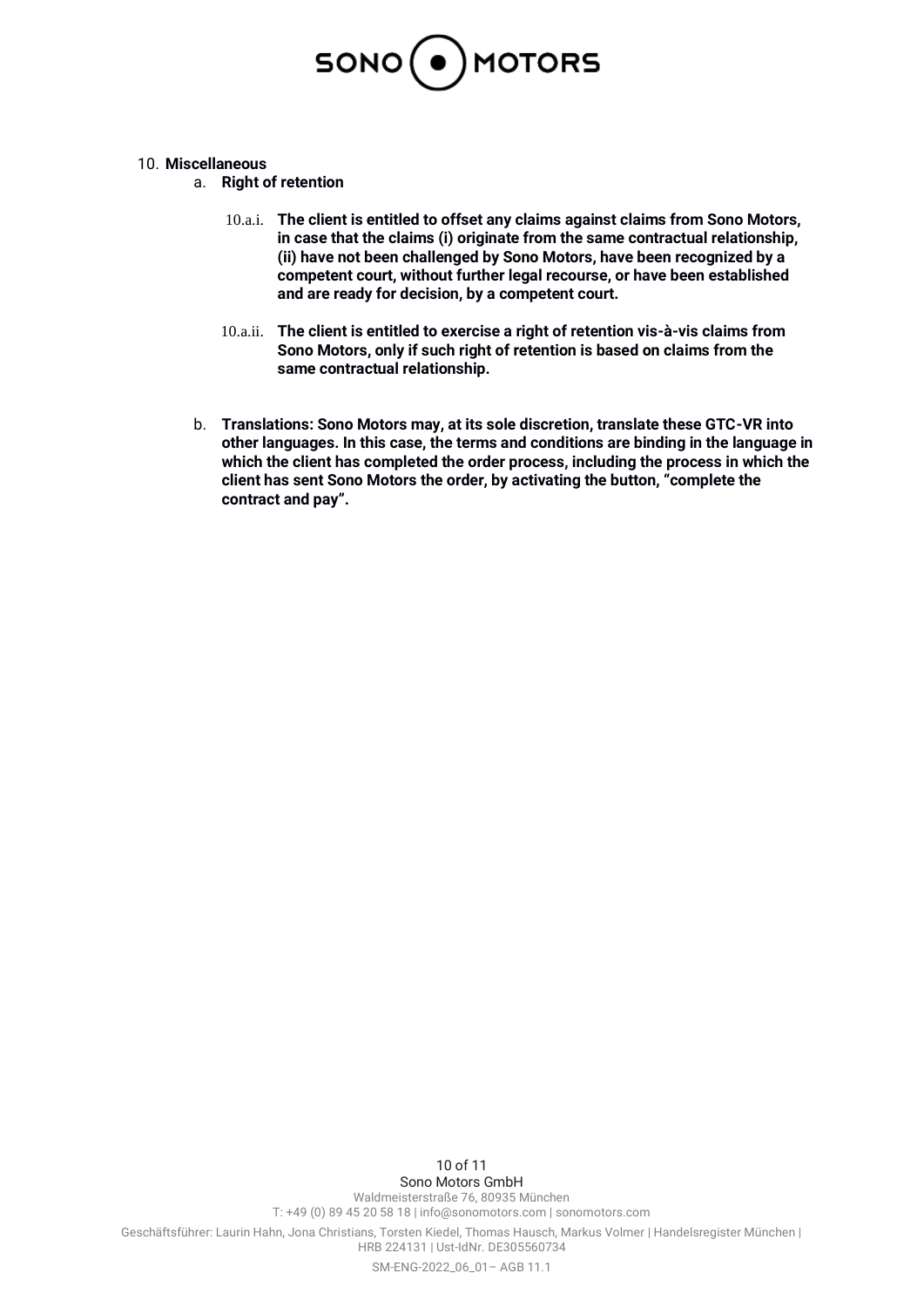10. **Miscellaneous**

    a. **Right of retention**

       10.a.i. **The client is entitled to offset any claims against claims from Sono Motors, in case that the claims (i) originate from the same contractual relationship, (ii) have not been challenged by Sono Motors, have been recognized by a competent court, without further legal recourse, or have been established and are ready for decision, by a competent court.**

       10.a.ii. **The client is entitled to exercise a right of retention vis-à-vis claims from Sono Motors, only if such right of retention is based on claims from the same contractual relationship.**

    b. **Translations: Sono Motors may, at its sole discretion, translate these GTC-VR into other languages. In this case, the terms and conditions are binding in the language in which the client has completed the order process, including the process in which the client has sent Sono Motors the order, by activating the button, "complete the contract and pay".**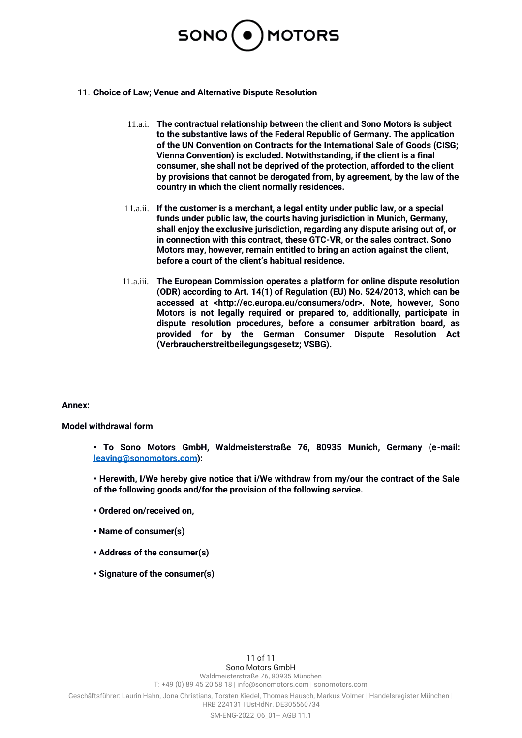## 11. Choice of Law; Venue and Alternative Dispute Resolution

11.a.i. **The contractual relationship between the client and Sono Motors is subject to the substantive laws of the Federal Republic of Germany. The application of the UN Convention on Contracts for the International Sale of Goods (CISG; Vienna Convention) is excluded. Notwithstanding, if the client is a final consumer, she shall not be deprived of the protection, afforded to the client by provisions that cannot be derogated from, by agreement, by the law of the country in which the client normally residences.**

11.a.ii. **If the customer is a merchant, a legal entity under public law, or a special funds under public law, the courts having jurisdiction in Munich, Germany, shall enjoy the exclusive jurisdiction, regarding any dispute arising out of, or in connection with this contract, these GTC-VR, or the sales contract. Sono Motors may, however, remain entitled to bring an action against the client, before a court of the client's habitual residence.**

11.a.iii. **The European Commission operates a platform for online dispute resolution (ODR) according to Art. 14(1) of Regulation (EU) No. 524/2013, which can be accessed at <http://ec.europa.eu/consumers/odr>. Note, however, Sono Motors is not legally required or prepared to, additionally, participate in dispute resolution procedures, before a consumer arbitration board, as provided for by the German Consumer Dispute Resolution Act (Verbraucherstreitbeilegungsgesetz; VSBG).**

**Annex:**

**Model withdrawal form**

- **To Sono Motors GmbH, Waldmeisterstraße 76, 80935 Munich, Germany (e-mail: leaving@sonomotors.com):**
- **Herewith, I/We hereby give notice that i/We withdraw from my/our the contract of the Sale of the following goods and/for the provision of the following service.**
- **Ordered on/received on,**
- **Name of consumer(s)**
- **Address of the consumer(s)**
- **Signature of the consumer(s)**